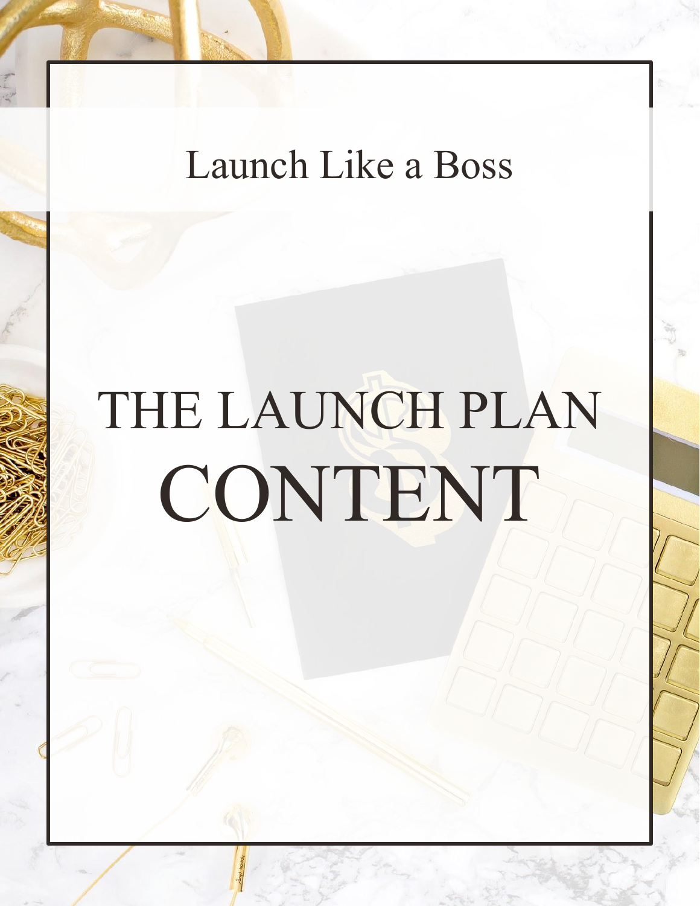Launch Like a Boss

# THE LAUNCH PLAN CONTENT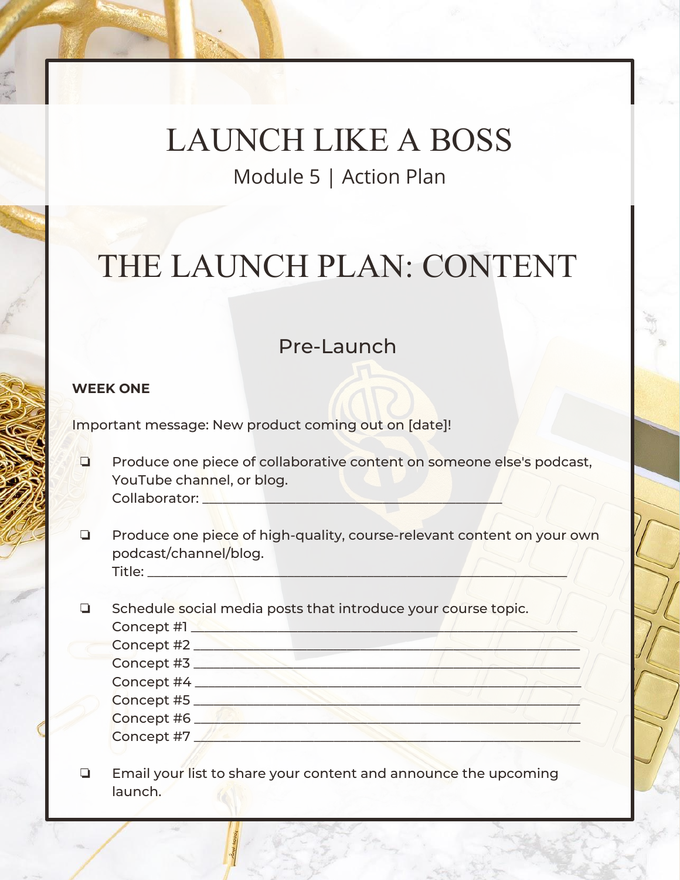# LAUNCH LIKE A BOSS

Module 5 | Action Plan

# THE LAUNCH PLAN: CONTENT

## Pre-Launch

**WEEK ONE**

Important message: New product coming out on [date]!

- ❏ Produce one piece of collaborative content on someone else's podcast, YouTube channel, or blog.
  Collaborator: ____________________________________________

- ❏ Produce one piece of high-quality, course-relevant content on your own podcast/channel/blog.
  Title: ____________________________________________

- ❏ Schedule social media posts that introduce your course topic.
  Concept #1 ____________________________________________
  Concept #2 ____________________________________________
  Concept #3 ____________________________________________
  Concept #4 ____________________________________________
  Concept #5 ____________________________________________
  Concept #6 ____________________________________________
  Concept #7 ____________________________________________

- ❏ Email your list to share your content and announce the upcoming launch.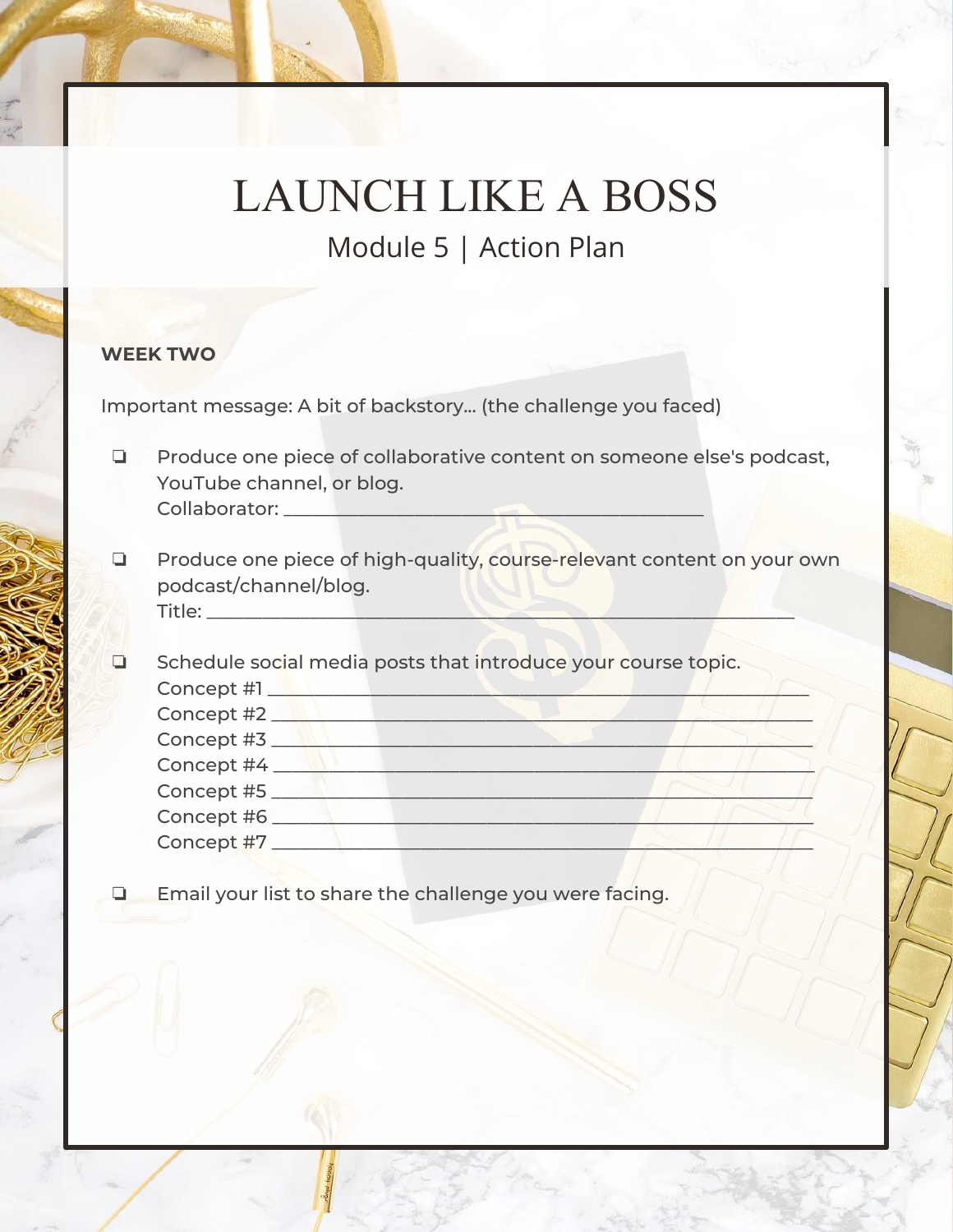# LAUNCH LIKE A BOSS

## Module 5 | Action Plan

**WEEK TWO**

Important message: A bit of backstory... (the challenge you faced)

- ❏ Produce one piece of collaborative content on someone else's podcast, YouTube channel, or blog.
  Collaborator: ___________________________________________

- ❏ Produce one piece of high-quality, course-relevant content on your own podcast/channel/blog.
  Title: ____________________________________________________________

- ❏ Schedule social media posts that introduce your course topic.
  Concept #1 _______________________________________________________
  Concept #2 _______________________________________________________
  Concept #3 _______________________________________________________
  Concept #4 _______________________________________________________
  Concept #5 _______________________________________________________
  Concept #6 _______________________________________________________
  Concept #7 _______________________________________________________

- ❏ Email your list to share the challenge you were facing.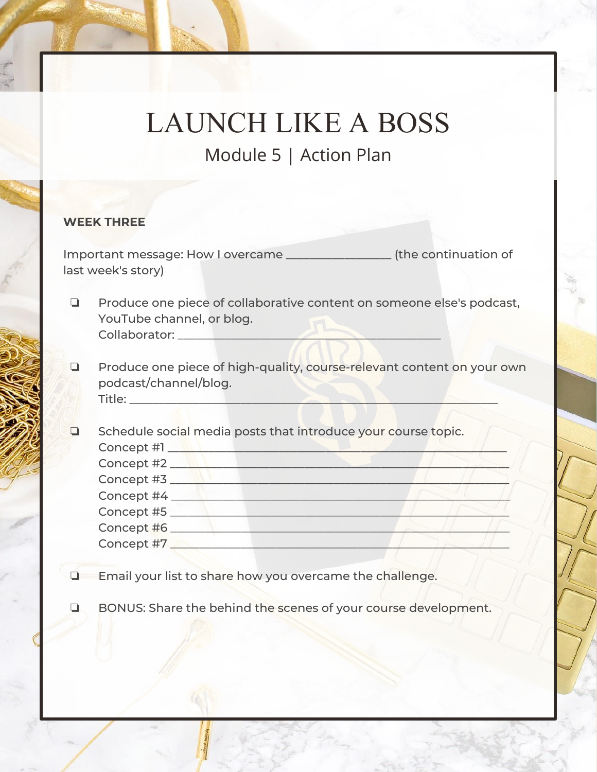# LAUNCH LIKE A BOSS

## Module 5 | Action Plan

**WEEK THREE**

Important message: How I overcame _________________ (the continuation of last week's story)

- ❏ Produce one piece of collaborative content on someone else's podcast, YouTube channel, or blog.
  Collaborator: ___________________________________________

- ❏ Produce one piece of high-quality, course-relevant content on your own podcast/channel/blog.
  Title: ____________________________________________________________

- ❏ Schedule social media posts that introduce your course topic.
  Concept #1 _______________________________________________________
  Concept #2 _______________________________________________________
  Concept #3 _______________________________________________________
  Concept #4 _______________________________________________________
  Concept #5 _______________________________________________________
  Concept #6 _______________________________________________________
  Concept #7 _______________________________________________________

- ❏ Email your list to share how you overcame the challenge.

- ❏ BONUS: Share the behind the scenes of your course development.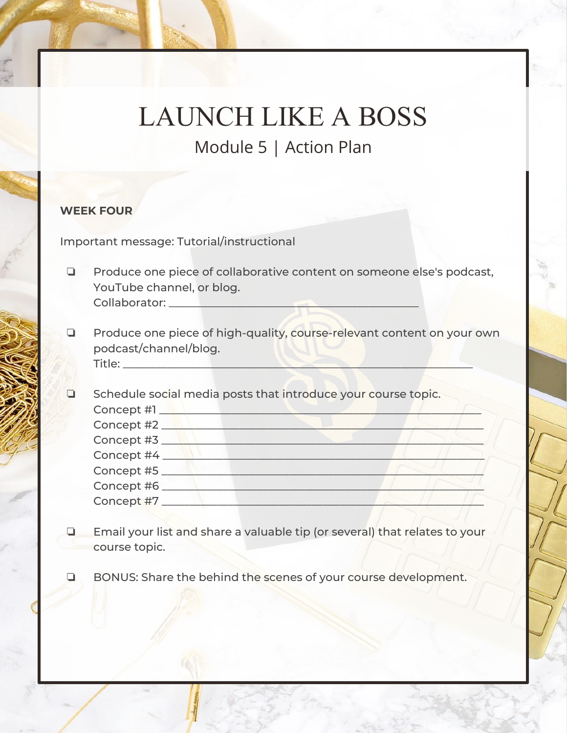# LAUNCH LIKE A BOSS

## Module 5 | Action Plan

**WEEK FOUR**

Important message: Tutorial/instructional

- ❏ Produce one piece of collaborative content on someone else's podcast, YouTube channel, or blog.
  Collaborator: ___________________________________________
- ❏ Produce one piece of high-quality, course-relevant content on your own podcast/channel/blog.
  Title: ____________________________________________________________
- ❏ Schedule social media posts that introduce your course topic.
  Concept #1 _______________________________________________________
  Concept #2 _______________________________________________________
  Concept #3 _______________________________________________________
  Concept #4 _______________________________________________________
  Concept #5 _______________________________________________________
  Concept #6 _______________________________________________________
  Concept #7 _______________________________________________________
- ❏ Email your list and share a valuable tip (or several) that relates to your course topic.
- ❏ BONUS: Share the behind the scenes of your course development.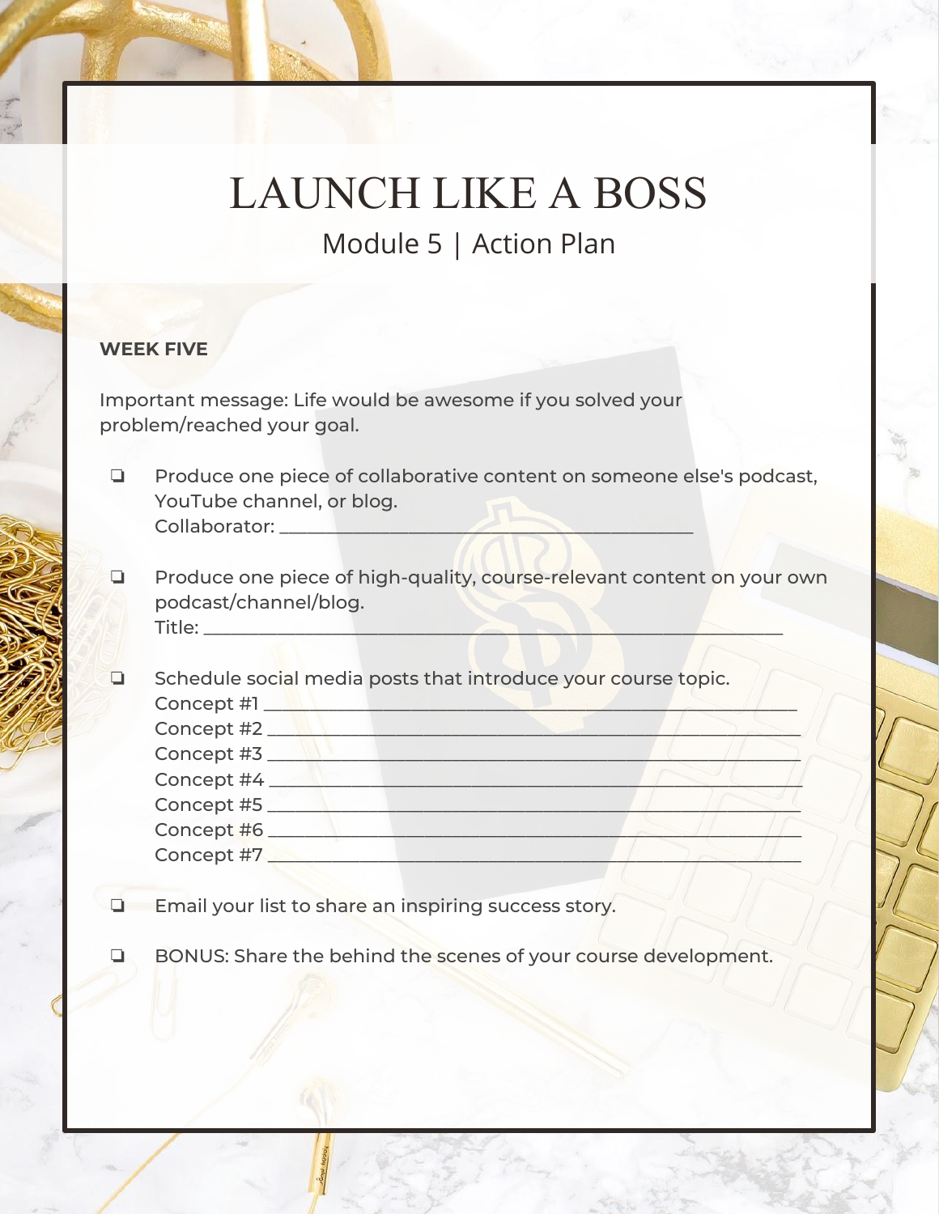# LAUNCH LIKE A BOSS

## Module 5 | Action Plan

**WEEK FIVE**

Important message: Life would be awesome if you solved your problem/reached your goal.

- ❏ Produce one piece of collaborative content on someone else's podcast, YouTube channel, or blog.
  Collaborator: ___________________________________________

- ❏ Produce one piece of high-quality, course-relevant content on your own podcast/channel/blog.
  Title: ___________________________________________________________

- ❏ Schedule social media posts that introduce your course topic.
  Concept #1 _______________________________________________________
  Concept #2 _______________________________________________________
  Concept #3 _______________________________________________________
  Concept #4 _______________________________________________________
  Concept #5 _______________________________________________________
  Concept #6 _______________________________________________________
  Concept #7 _______________________________________________________

- ❏ Email your list to share an inspiring success story.

- ❏ BONUS: Share the behind the scenes of your course development.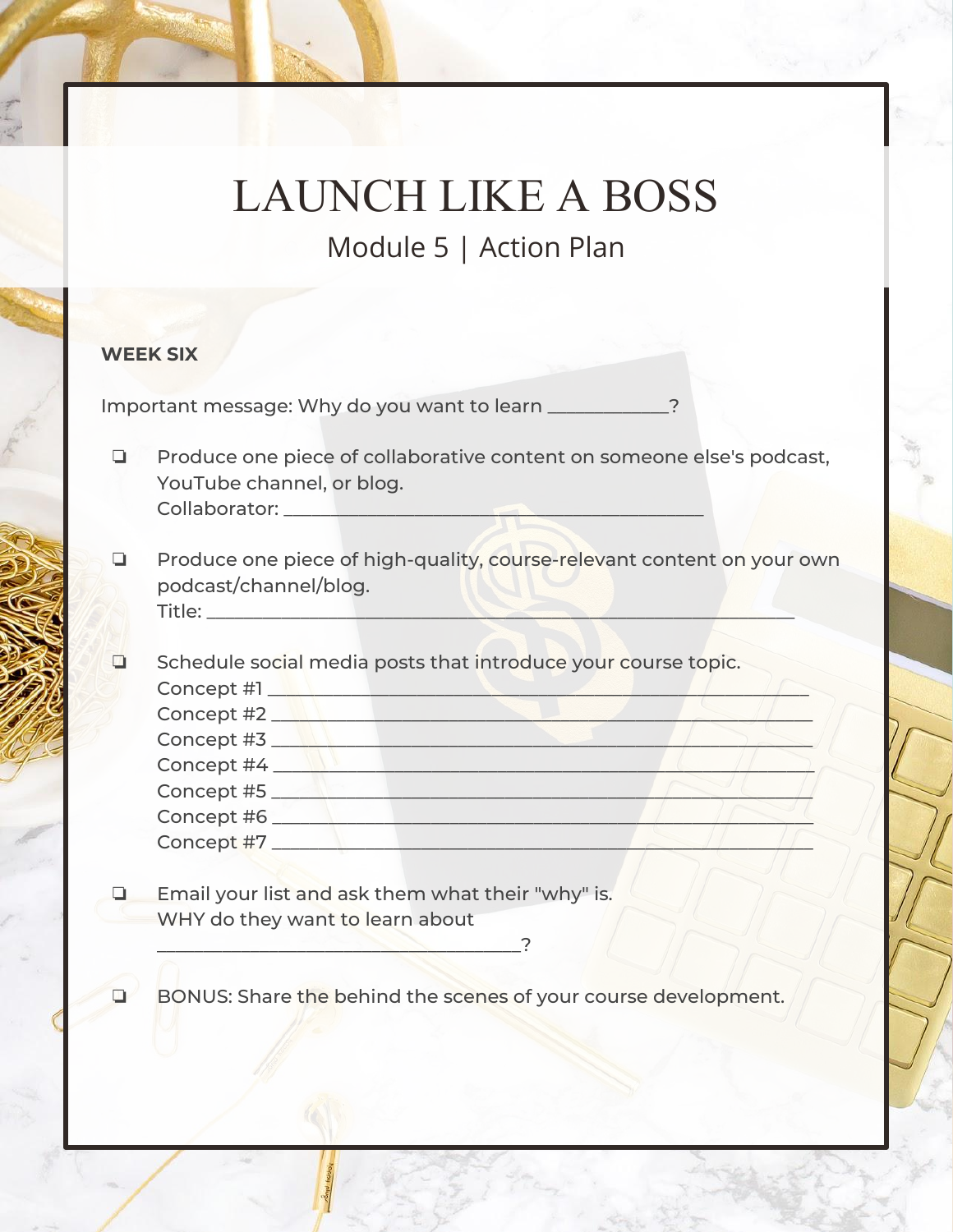# LAUNCH LIKE A BOSS

## Module 5 | Action Plan

**WEEK SIX**

Important message: Why do you want to learn ____________?

- ❏ Produce one piece of collaborative content on someone else's podcast, YouTube channel, or blog.
  Collaborator: ____________________________________________

- ❏ Produce one piece of high-quality, course-relevant content on your own podcast/channel/blog.
  Title: ______________________________________________________________

- ❏ Schedule social media posts that introduce your course topic.
  Concept #1 ________________________________________________________
  Concept #2 ________________________________________________________
  Concept #3 ________________________________________________________
  Concept #4 ________________________________________________________
  Concept #5 ________________________________________________________
  Concept #6 ________________________________________________________
  Concept #7 ________________________________________________________

- ❏ Email your list and ask them what their "why" is.
  WHY do they want to learn about
  ______________________________________?

- ❏ BONUS: Share the behind the scenes of your course development.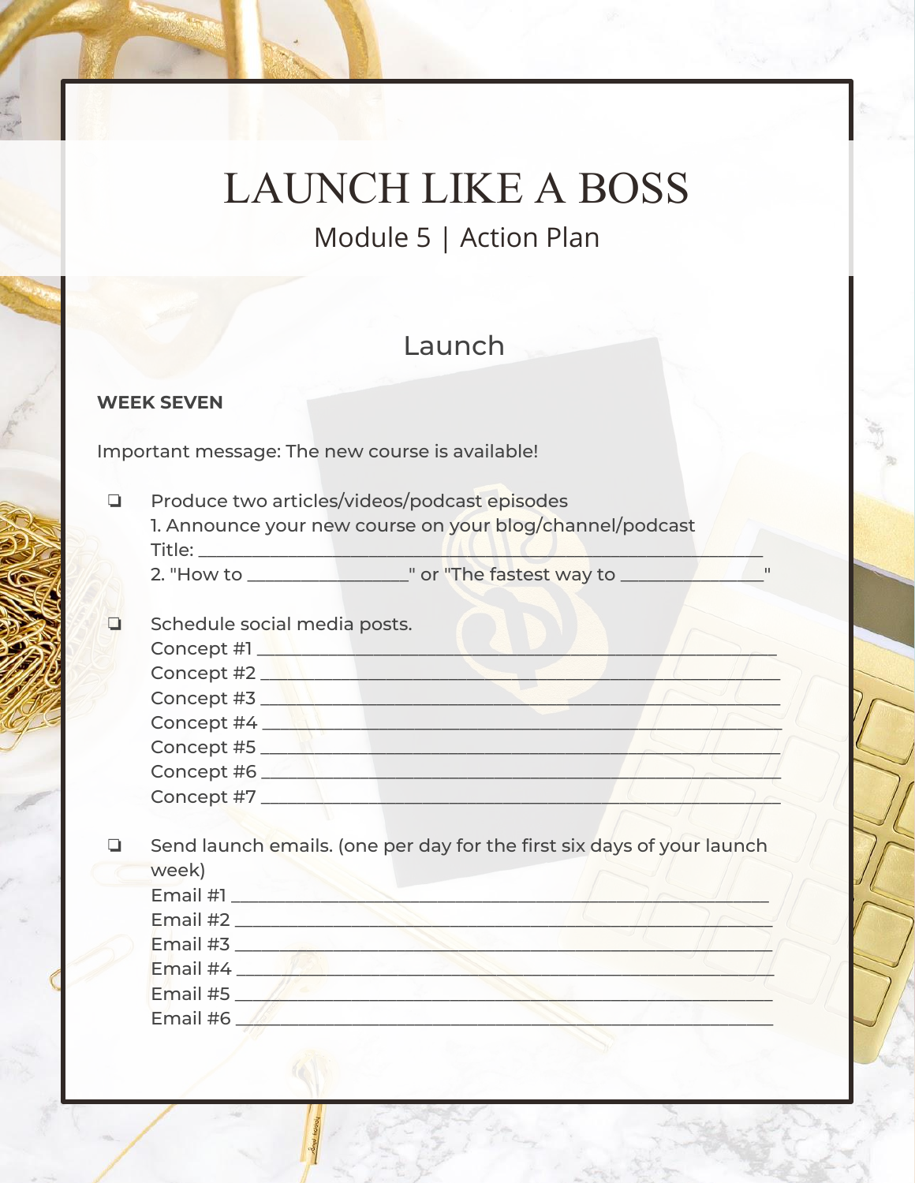# LAUNCH LIKE A BOSS

## Module 5 | Action Plan

### Launch

**WEEK SEVEN**

Important message: The new course is available!

- ❏ Produce two articles/videos/podcast episodes
  1. Announce your new course on your blog/channel/podcast
  Title: ___________________________________________________________
  2. "How to _________________" or "The fastest way to _______________"

- ❏ Schedule social media posts.
  Concept #1 ______________________________________________________
  Concept #2 ______________________________________________________
  Concept #3 ______________________________________________________
  Concept #4 ______________________________________________________
  Concept #5 ______________________________________________________
  Concept #6 ______________________________________________________
  Concept #7 ______________________________________________________

- ❏ Send launch emails. (one per day for the first six days of your launch week)
  Email #1 ________________________________________________________
  Email #2 ________________________________________________________
  Email #3 ________________________________________________________
  Email #4 ________________________________________________________
  Email #5 ________________________________________________________
  Email #6 ________________________________________________________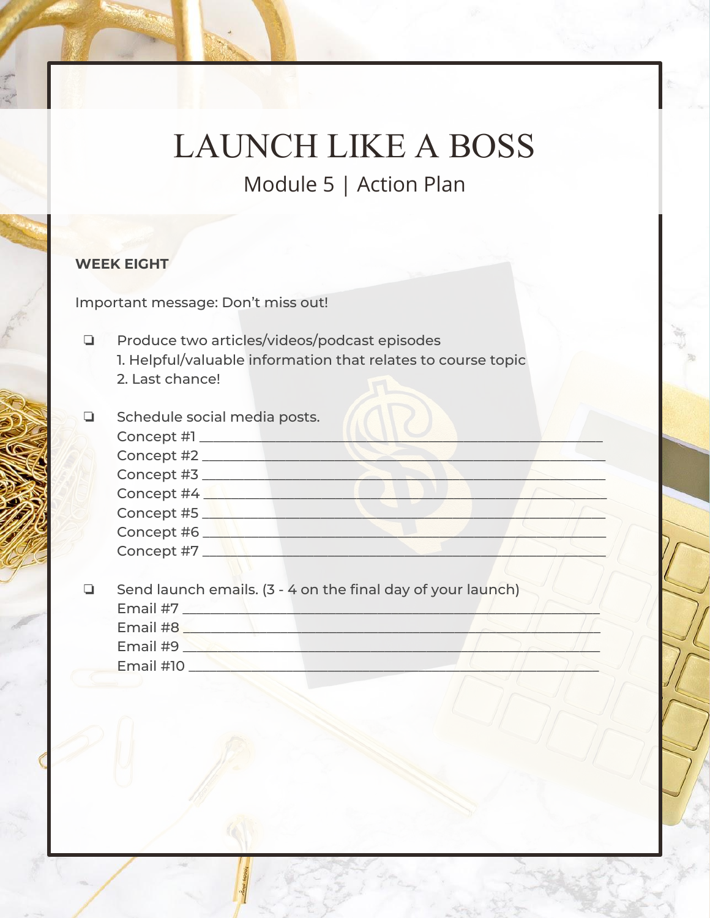# LAUNCH LIKE A BOSS

## Module 5 | Action Plan

**WEEK EIGHT**

Important message: Don't miss out!

- ❏ Produce two articles/videos/podcast episodes
  1. Helpful/valuable information that relates to course topic
  2. Last chance!

- ❏ Schedule social media posts.
  Concept #1 ____________________________________________
  Concept #2 ____________________________________________
  Concept #3 ____________________________________________
  Concept #4 ____________________________________________
  Concept #5 ____________________________________________
  Concept #6 ____________________________________________
  Concept #7 ____________________________________________

- ❏ Send launch emails. (3 - 4 on the final day of your launch)
  Email #7 ____________________________________________
  Email #8 ____________________________________________
  Email #9 ____________________________________________
  Email #10 ____________________________________________